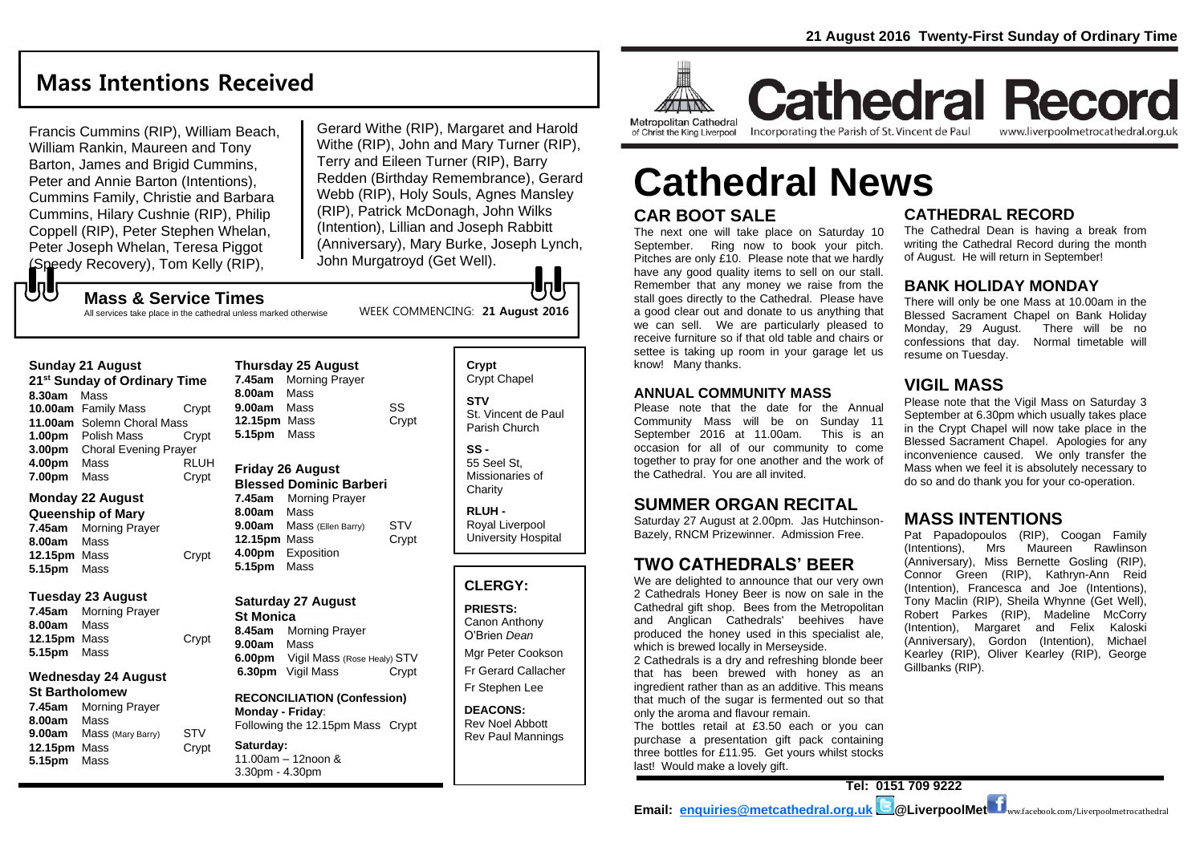21 August 2016 Twenty-First Sunday of Ordinary Time

## Mass Intentions Received

Francis Cummins (RIP), William Beach, William Rankin, Maureen and Tony Barton, James and Brigid Cummins, Peter and Annie Barton (Intentions), Cummins Family, Christie and Barbara Cummins, Hilary Cushnie (RIP), Philip Coppell (RIP), Peter Stephen Whelan, Peter Joseph Whelan, Teresa Piggot (Speedy Recovery), Tom Kelly (RIP), Gerard Withe (RIP), Margaret and Harold Withe (RIP), John and Mary Turner (RIP), Terry and Eileen Turner (RIP), Barry Redden (Birthday Remembrance), Gerard Webb (RIP), Holy Souls, Agnes Mansley (RIP), Patrick McDonagh, John Wilks (Intention), Lillian and Joseph Rabbitt (Anniversary), Mary Burke, Joseph Lynch, John Murgatroyd (Get Well).

### Mass & Service Times

All services take place in the cathedral unless marked otherwise

WEEK COMMENCING: **21 August 2016**

**Sunday 21 August**
**21st Sunday of Ordinary Time**

| | | |
|---|---|---|
| **8.30am** | Mass | |
| **10.00am** | Family Mass | Crypt |
| **11.00am** | Solemn Choral Mass | |
| **1.00pm** | Polish Mass | Crypt |
| **3.00pm** | Choral Evening Prayer | |
| **4.00pm** | Mass | RLUH |
| **7.00pm** | Mass | Crypt |

**Monday 22 August**
**Queenship of Mary**

| | | |
|---|---|---|
| **7.45am** | Morning Prayer | |
| **8.00am** | Mass | |
| **12.15pm** | Mass | Crypt |
| **5.15pm** | Mass | |

**Tuesday 23 August**

| | | |
|---|---|---|
| **7.45am** | Morning Prayer | |
| **8.00am** | Mass | |
| **12.15pm** | Mass | Crypt |
| **5.15pm** | Mass | |

**Wednesday 24 August**
**St Bartholomew**

| | | |
|---|---|---|
| **7.45am** | Morning Prayer | |
| **8.00am** | Mass | |
| **9.00am** | Mass (Mary Barry) | STV |
| **12.15pm** | Mass | Crypt |
| **5.15pm** | Mass | |

**Thursday 25 August**

| | | |
|---|---|---|
| **7.45am** | Morning Prayer | |
| **8.00am** | Mass | |
| **9.00am** | Mass | SS |
| **12.15pm** | Mass | Crypt |
| **5.15pm** | Mass | |

**Friday 26 August**
**Blessed Dominic Barberi**

| | | |
|---|---|---|
| **7.45am** | Morning Prayer | |
| **8.00am** | Mass | |
| **9.00am** | Mass (Ellen Barry) | STV |
| **12.15pm** | Mass | Crypt |
| **4.00pm** | Exposition | |
| **5.15pm** | Mass | |

**Saturday 27 August**
**St Monica**

| | | |
|---|---|---|
| **8.45am** | Morning Prayer | |
| **9.00am** | Mass | |
| **6.00pm** | Vigil Mass (Rose Healy) | STV |
| **6.30pm** | Vigil Mass | Crypt |

**RECONCILIATION (Confession)**
**Monday - Friday**:
Following the 12.15pm Mass Crypt

**Saturday:**
11.00am – 12noon &
3.30pm - 4.30pm

**Crypt**
Crypt Chapel

**STV**
St. Vincent de Paul Parish Church

**SS -**
55 Seel St, Missionaries of Charity

**RLUH -**
Royal Liverpool University Hospital

### CLERGY:

**PRIESTS:**
Canon Anthony O'Brien *Dean*
Mgr Peter Cookson
Fr Gerard Callacher
Fr Stephen Lee

**DEACONS:**
Rev Noel Abbott
Rev Paul Mannings

Metropolitan Cathedral of Christ the King Liverpool

# Cathedral Record

Incorporating the Parish of St. Vincent de Paul
www.liverpoolmetrocathedral.org.uk

# Cathedral News

## CAR BOOT SALE

The next one will take place on Saturday 10 September. Ring now to book your pitch. Pitches are only £10. Please note that we hardly have any good quality items to sell on our stall. Remember that any money we raise from the stall goes directly to the Cathedral. Please have a good clear out and donate to us anything that we can sell. We are particularly pleased to receive furniture so if that old table and chairs or settee is taking up room in your garage let us know! Many thanks.

### ANNUAL COMMUNITY MASS

Please note that the date for the Annual Community Mass will be on Sunday 11 September 2016 at 11.00am. This is an occasion for all of our community to come together to pray for one another and the work of the Cathedral. You are all invited.

## SUMMER ORGAN RECITAL

Saturday 27 August at 2.00pm. Jas Hutchinson-Bazely, RNCM Prizewinner. Admission Free.

## TWO CATHEDRALS' BEER

We are delighted to announce that our very own 2 Cathedrals Honey Beer is now on sale in the Cathedral gift shop. Bees from the Metropolitan and Anglican Cathedrals' beehives have produced the honey used in this specialist ale, which is brewed locally in Merseyside.

2 Cathedrals is a dry and refreshing blonde beer that has been brewed with honey as an ingredient rather than as an additive. This means that much of the sugar is fermented out so that only the aroma and flavour remain.

The bottles retail at £3.50 each or you can purchase a presentation gift pack containing three bottles for £11.95. Get yours whilst stocks last! Would make a lovely gift.

## CATHEDRAL RECORD

The Cathedral Dean is having a break from writing the Cathedral Record during the month of August. He will return in September!

## BANK HOLIDAY MONDAY

There will only be one Mass at 10.00am in the Blessed Sacrament Chapel on Bank Holiday Monday, 29 August. There will be no confessions that day. Normal timetable will resume on Tuesday.

## VIGIL MASS

Please note that the Vigil Mass on Saturday 3 September at 6.30pm which usually takes place in the Crypt Chapel will now take place in the Blessed Sacrament Chapel. Apologies for any inconvenience caused. We only transfer the Mass when we feel it is absolutely necessary to do so and do thank you for your co-operation.

## MASS INTENTIONS

Pat Papadopoulos (RIP), Coogan Family (Intentions), Mrs Maureen Rawlinson (Anniversary), Miss Bernette Gosling (RIP), Connor Green (RIP), Kathryn-Ann Reid (Intention), Francesca and Joe (Intentions), Tony Maclin (RIP), Sheila Whynne (Get Well), Robert Parkes (RIP), Madeline McCorry (Intention), Margaret and Felix Kaloski (Anniversary), Gordon (Intention), Michael Kearley (RIP), Oliver Kearley (RIP), George Gillbanks (RIP).

**Tel: 0151 709 9222**

**Email: enquiries@metcathedral.org.uk @LiverpoolMet** www.facebook.com/Liverpoolmetrocathedral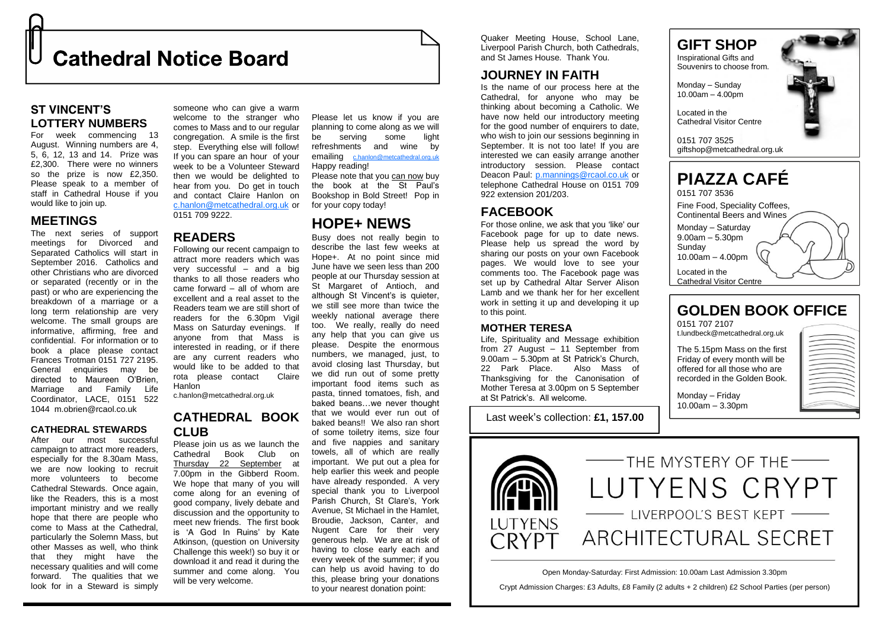# Cathedral Notice Board

## ST VINCENT'S LOTTERY NUMBERS

For week commencing 13 August. Winning numbers are 4, 5, 6, 12, 13 and 14. Prize was £2,300. There were no winners so the prize is now £2,350. Please speak to a member of staff in Cathedral House if you would like to join up.

## MEETINGS

The next series of support meetings for Divorced and Separated Catholics will start in September 2016. Catholics and other Christians who are divorced or separated (recently or in the past) or who are experiencing the breakdown of a marriage or a long term relationship are very welcome. The small groups are informative, affirming, free and confidential. For information or to book a place please contact Frances Trotman 0151 727 2195. General enquiries may be directed to Maureen O'Brien, Marriage and Family Life Coordinator, LACE, 0151 522 1044 m.obrien@rcaol.co.uk

### CATHEDRAL STEWARDS

After our most successful campaign to attract more readers, especially for the 8.30am Mass, we are now looking to recruit more volunteers to become Cathedral Stewards. Once again, like the Readers, this is a most important ministry and we really hope that there are people who come to Mass at the Cathedral, particularly the Solemn Mass, but other Masses as well, who think that they might have the necessary qualities and will come forward. The qualities that we look for in a Steward is simply someone who can give a warm welcome to the stranger who comes to Mass and to our regular congregation. A smile is the first step. Everything else will follow! If you can spare an hour of your week to be a Volunteer Steward then we would be delighted to hear from you. Do get in touch and contact Claire Hanlon on c.hanlon@metcathedral.org.uk or 0151 709 9222.

## READERS

Following our recent campaign to attract more readers which was very successful – and a big thanks to all those readers who came forward – all of whom are excellent and a real asset to the Readers team we are still short of readers for the 6.30pm Vigil Mass on Saturday evenings. If anyone from that Mass is interested in reading, or if there are any current readers who would like to be added to that rota please contact Claire Hanlon c.hanlon@metcathedral.org.uk

## CATHEDRAL BOOK CLUB

Please join us as we launch the Cathedral Book Club on Thursday 22 September at 7.00pm in the Gibberd Room. We hope that many of you will come along for an evening of good company, lively debate and discussion and the opportunity to meet new friends. The first book is 'A God In Ruins' by Kate Atkinson, (question on University Challenge this week!) so buy it or download it and read it during the summer and come along. You will be very welcome.

Please let us know if you are planning to come along as we will be serving some light refreshments and wine by emailing c.hanlon@metcathedral.org.uk Happy reading!

Please note that you can now buy the book at the St Paul's Bookshop in Bold Street! Pop in for your copy today!

## HOPE+ NEWS

Busy does not really begin to describe the last few weeks at Hope+. At no point since mid June have we seen less than 200 people at our Thursday session at St Margaret of Antioch, and although St Vincent's is quieter, we still see more than twice the weekly national average there too. We really, really do need any help that you can give us please. Despite the enormous numbers, we managed, just, to avoid closing last Thursday, but we did run out of some pretty important food items such as pasta, tinned tomatoes, fish, and baked beans…we never thought that we would ever run out of baked beans!! We also ran short of some toiletry items, size four and five nappies and sanitary towels, all of which are really important. We put out a plea for help earlier this week and people have already responded. A very special thank you to Liverpool Parish Church, St Clare's, York Avenue, St Michael in the Hamlet, Broudie, Jackson, Canter, and Nugent Care for their very generous help. We are at risk of having to close early each and every week of the summer; if you can help us avoid having to do this, please bring your donations to your nearest donation point: Quaker Meeting House, School Lane, Liverpool Parish Church, both Cathedrals, and St James House. Thank You.

## JOURNEY IN FAITH

Is the name of our process here at the Cathedral, for anyone who may be thinking about becoming a Catholic. We have now held our introductory meeting for the good number of enquirers to date, who wish to join our sessions beginning in September. It is not too late! If you are interested we can easily arrange another introductory session. Please contact Deacon Paul: p.mannings@rcaol.co.uk or telephone Cathedral House on 0151 709 922 extension 201/203.

## FACEBOOK

For those online, we ask that you 'like' our Facebook page for up to date news. Please help us spread the word by sharing our posts on your own Facebook pages. We would love to see your comments too. The Facebook page was set up by Cathedral Altar Server Alison Lamb and we thank her for her excellent work in setting it up and developing it up to this point.

### MOTHER TERESA

Life, Spirituality and Message exhibition from 27 August – 11 September from 9.00am – 5.30pm at St Patrick's Church, 22 Park Place. Also Mass of Thanksgiving for the Canonisation of Mother Teresa at 3.00pm on 5 September at St Patrick's. All welcome.

Last week's collection: **£1, 157.00**

## GIFT SHOP

Inspirational Gifts and Souvenirs to choose from.

Monday – Sunday
10.00am – 4.00pm

Located in the Cathedral Visitor Centre

0151 707 3525
giftshop@metcathedral.org.uk

## PIAZZA CAFÉ

0151 707 3536

Fine Food, Speciality Coffees, Continental Beers and Wines

Monday – Saturday
9.00am – 5.30pm
Sunday
10.00am – 4.00pm

Located in the Cathedral Visitor Centre

## GOLDEN BOOK OFFICE

0151 707 2107
t.lundbeck@metcathedral.org.uk

The 5.15pm Mass on the first Friday of every month will be offered for all those who are recorded in the Golden Book.

Monday – Friday
10.00am – 3.30pm

LUTYENS CRYPT

THE MYSTERY OF THE LUTYENS CRYPT

LIVERPOOL'S BEST KEPT ARCHITECTURAL SECRET

Open Monday-Saturday: First Admission: 10.00am Last Admission 3.30pm

Crypt Admission Charges: £3 Adults, £8 Family (2 adults + 2 children) £2 School Parties (per person)